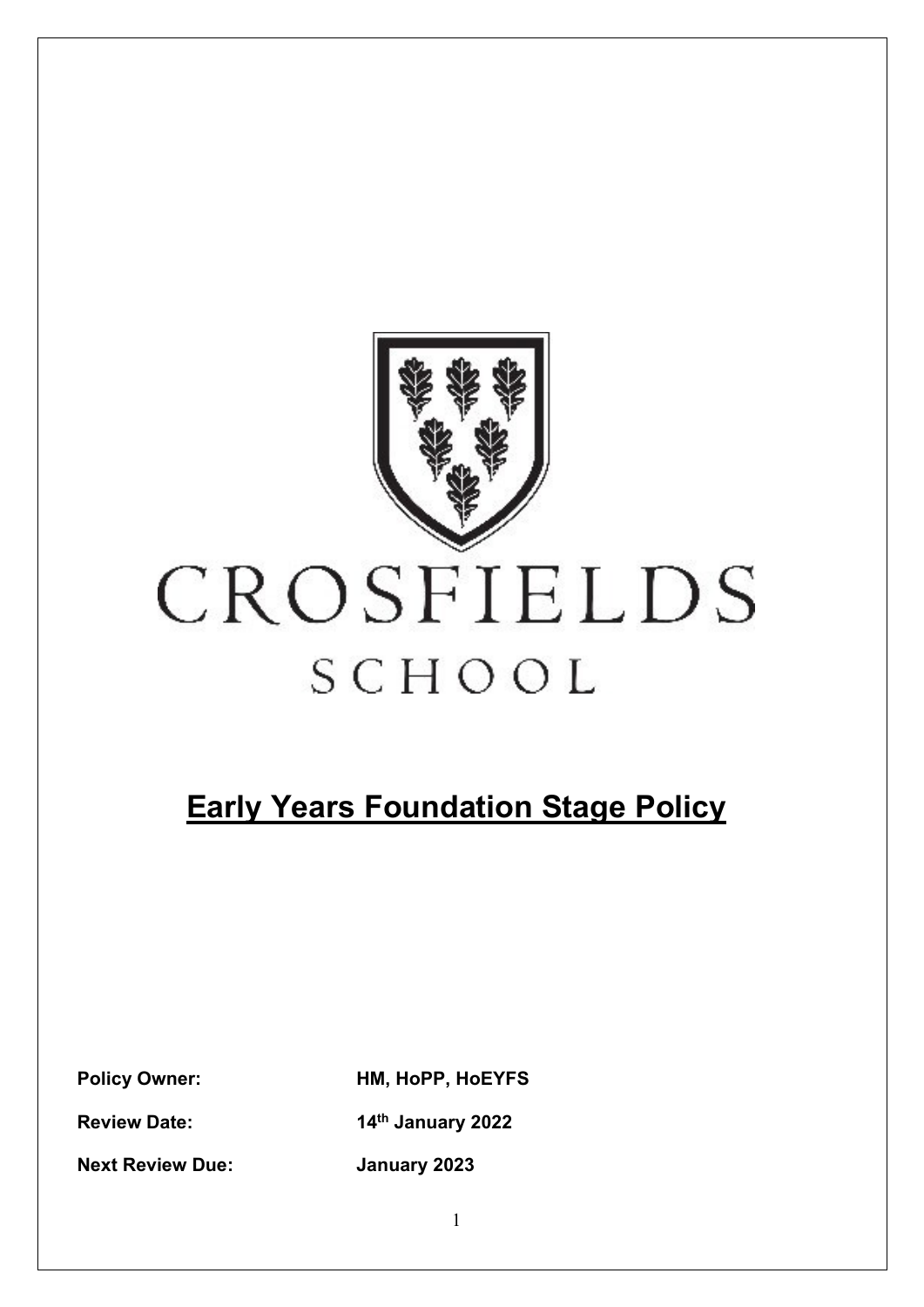CROSFIELDS

SCHOOL

# Early Years Foundation Stage Policy

**Policy Owner:** **HM, HoPP, HoEYFS**

**Review Date:** **14th January 2022**

**Next Review Due:** **January 2023**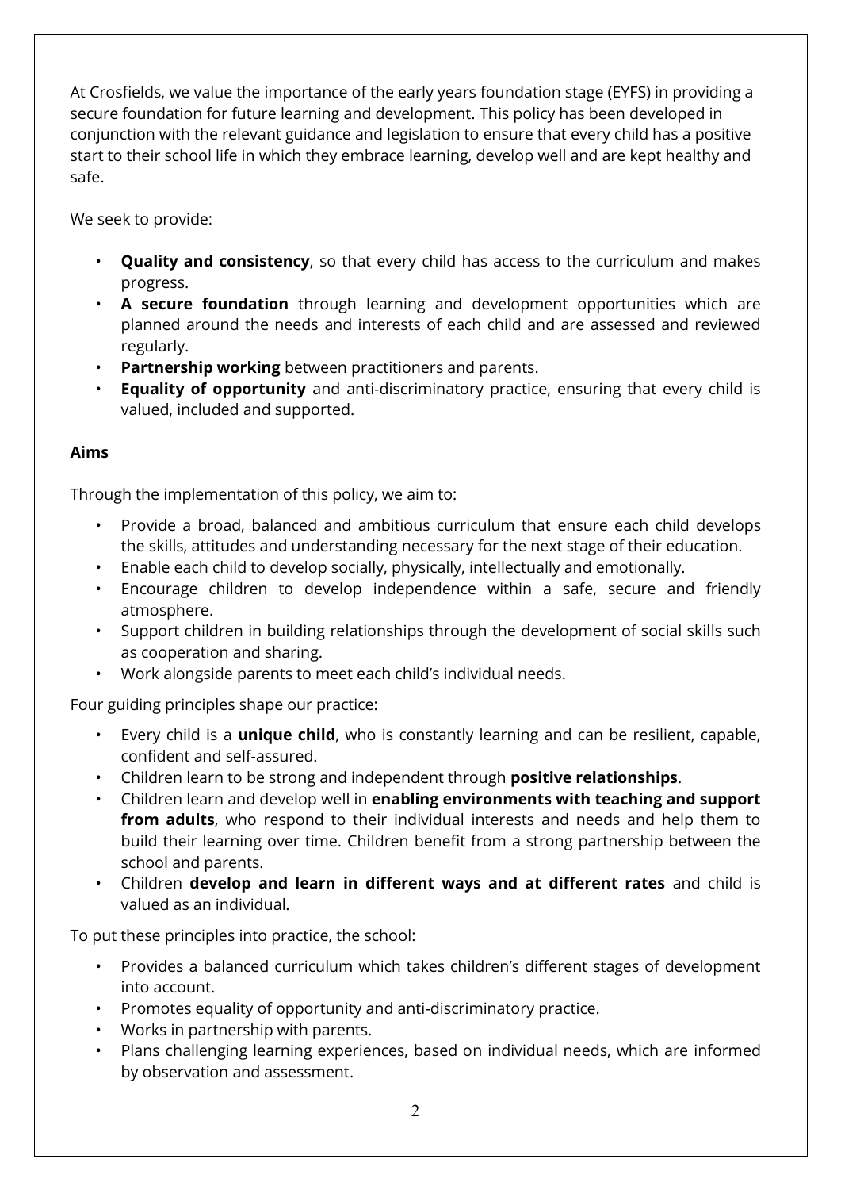At Crosfields, we value the importance of the early years foundation stage (EYFS) in providing a secure foundation for future learning and development. This policy has been developed in conjunction with the relevant guidance and legislation to ensure that every child has a positive start to their school life in which they embrace learning, develop well and are kept healthy and safe.

We seek to provide:

- **Quality and consistency**, so that every child has access to the curriculum and makes progress.
- **A secure foundation** through learning and development opportunities which are planned around the needs and interests of each child and are assessed and reviewed regularly.
- **Partnership working** between practitioners and parents.
- **Equality of opportunity** and anti-discriminatory practice, ensuring that every child is valued, included and supported.

**Aims**

Through the implementation of this policy, we aim to:

- Provide a broad, balanced and ambitious curriculum that ensure each child develops the skills, attitudes and understanding necessary for the next stage of their education.
- Enable each child to develop socially, physically, intellectually and emotionally.
- Encourage children to develop independence within a safe, secure and friendly atmosphere.
- Support children in building relationships through the development of social skills such as cooperation and sharing.
- Work alongside parents to meet each child's individual needs.

Four guiding principles shape our practice:

- Every child is a **unique child**, who is constantly learning and can be resilient, capable, confident and self-assured.
- Children learn to be strong and independent through **positive relationships**.
- Children learn and develop well in **enabling environments with teaching and support from adults**, who respond to their individual interests and needs and help them to build their learning over time. Children benefit from a strong partnership between the school and parents.
- Children **develop and learn in different ways and at different rates** and child is valued as an individual.

To put these principles into practice, the school:

- Provides a balanced curriculum which takes children's different stages of development into account.
- Promotes equality of opportunity and anti-discriminatory practice.
- Works in partnership with parents.
- Plans challenging learning experiences, based on individual needs, which are informed by observation and assessment.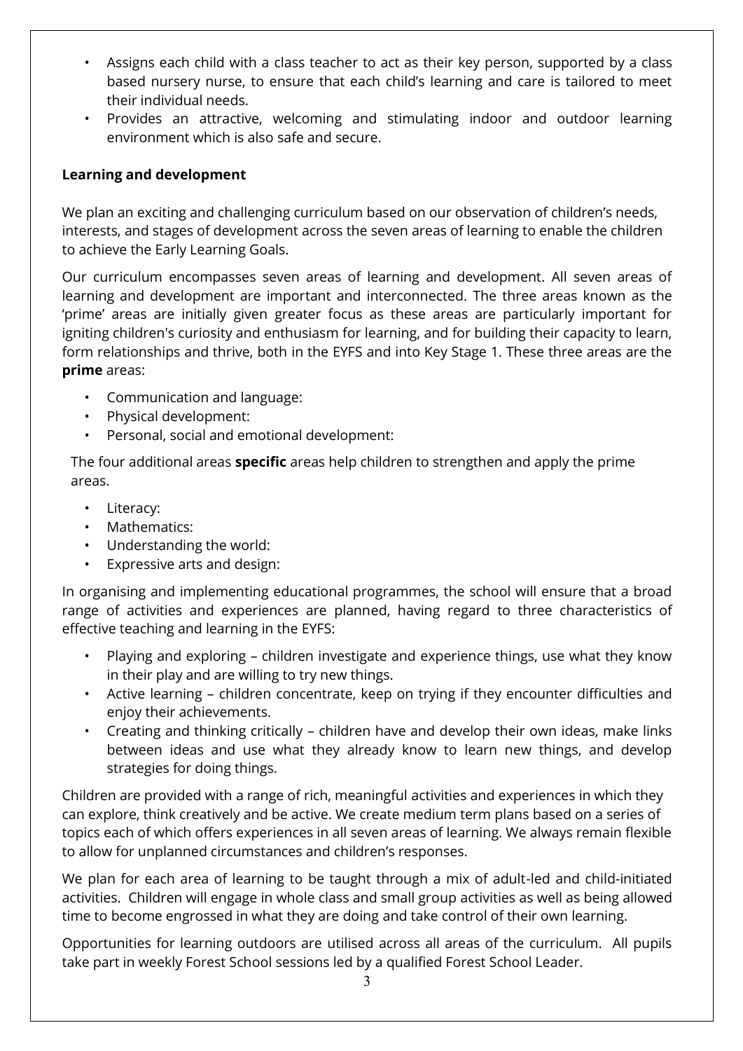- Assigns each child with a class teacher to act as their key person, supported by a class based nursery nurse, to ensure that each child's learning and care is tailored to meet their individual needs.
- Provides an attractive, welcoming and stimulating indoor and outdoor learning environment which is also safe and secure.

**Learning and development**

We plan an exciting and challenging curriculum based on our observation of children's needs, interests, and stages of development across the seven areas of learning to enable the children to achieve the Early Learning Goals.

Our curriculum encompasses seven areas of learning and development. All seven areas of learning and development are important and interconnected. The three areas known as the 'prime' areas are initially given greater focus as these areas are particularly important for igniting children's curiosity and enthusiasm for learning, and for building their capacity to learn, form relationships and thrive, both in the EYFS and into Key Stage 1. These three areas are the **prime** areas:

- Communication and language:
- Physical development:
- Personal, social and emotional development:

The four additional areas **specific** areas help children to strengthen and apply the prime areas.

- Literacy:
- Mathematics:
- Understanding the world:
- Expressive arts and design:

In organising and implementing educational programmes, the school will ensure that a broad range of activities and experiences are planned, having regard to three characteristics of effective teaching and learning in the EYFS:

- Playing and exploring – children investigate and experience things, use what they know in their play and are willing to try new things.
- Active learning – children concentrate, keep on trying if they encounter difficulties and enjoy their achievements.
- Creating and thinking critically – children have and develop their own ideas, make links between ideas and use what they already know to learn new things, and develop strategies for doing things.

Children are provided with a range of rich, meaningful activities and experiences in which they can explore, think creatively and be active. We create medium term plans based on a series of topics each of which offers experiences in all seven areas of learning. We always remain flexible to allow for unplanned circumstances and children's responses.

We plan for each area of learning to be taught through a mix of adult-led and child-initiated activities. Children will engage in whole class and small group activities as well as being allowed time to become engrossed in what they are doing and take control of their own learning.

Opportunities for learning outdoors are utilised across all areas of the curriculum. All pupils take part in weekly Forest School sessions led by a qualified Forest School Leader.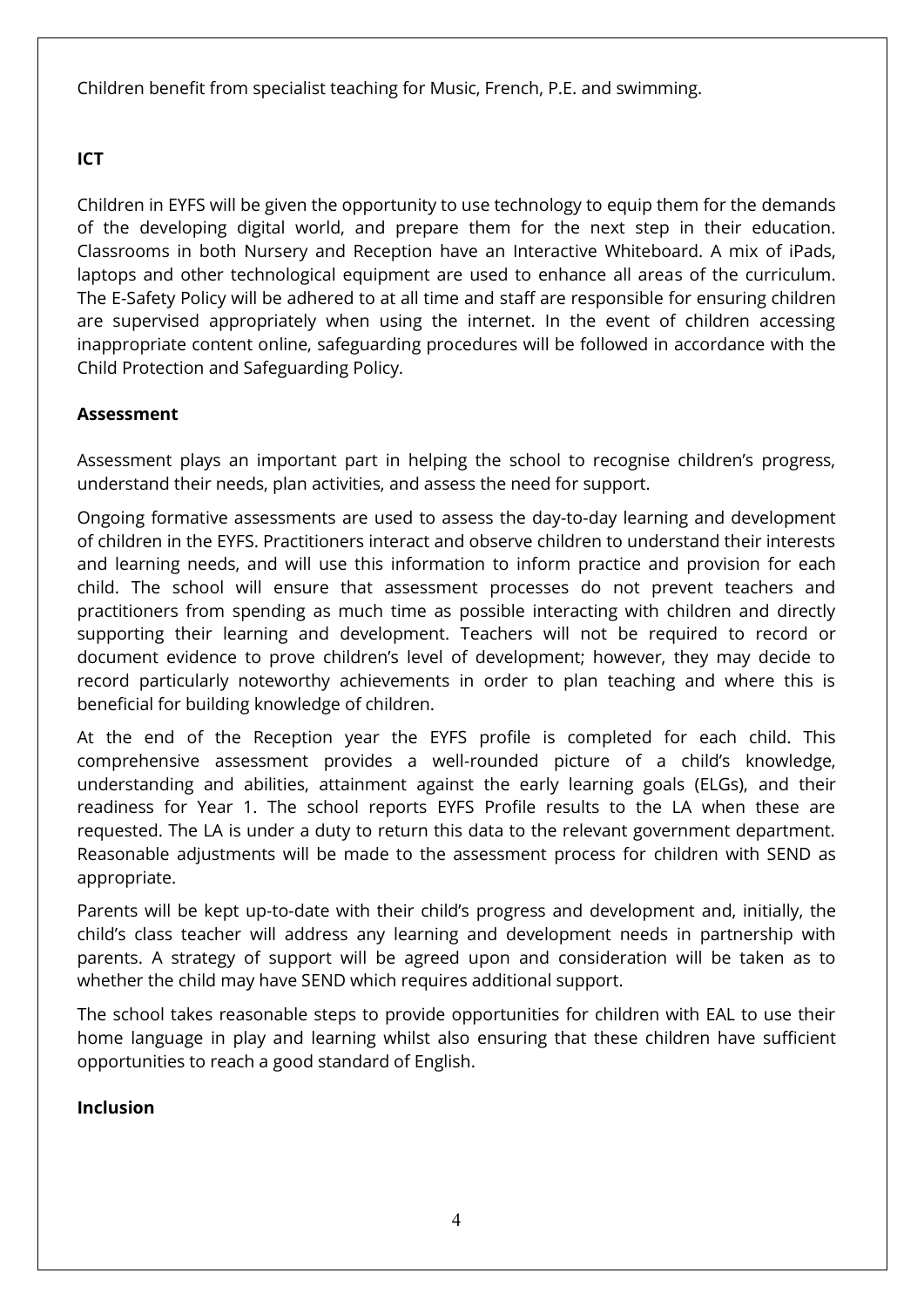Children benefit from specialist teaching for Music, French, P.E. and swimming.

**ICT**

Children in EYFS will be given the opportunity to use technology to equip them for the demands of the developing digital world, and prepare them for the next step in their education. Classrooms in both Nursery and Reception have an Interactive Whiteboard. A mix of iPads, laptops and other technological equipment are used to enhance all areas of the curriculum. The E-Safety Policy will be adhered to at all time and staff are responsible for ensuring children are supervised appropriately when using the internet. In the event of children accessing inappropriate content online, safeguarding procedures will be followed in accordance with the Child Protection and Safeguarding Policy.

**Assessment**

Assessment plays an important part in helping the school to recognise children's progress, understand their needs, plan activities, and assess the need for support.

Ongoing formative assessments are used to assess the day-to-day learning and development of children in the EYFS. Practitioners interact and observe children to understand their interests and learning needs, and will use this information to inform practice and provision for each child. The school will ensure that assessment processes do not prevent teachers and practitioners from spending as much time as possible interacting with children and directly supporting their learning and development. Teachers will not be required to record or document evidence to prove children's level of development; however, they may decide to record particularly noteworthy achievements in order to plan teaching and where this is beneficial for building knowledge of children.

At the end of the Reception year the EYFS profile is completed for each child. This comprehensive assessment provides a well-rounded picture of a child's knowledge, understanding and abilities, attainment against the early learning goals (ELGs), and their readiness for Year 1. The school reports EYFS Profile results to the LA when these are requested. The LA is under a duty to return this data to the relevant government department. Reasonable adjustments will be made to the assessment process for children with SEND as appropriate.

Parents will be kept up-to-date with their child's progress and development and, initially, the child's class teacher will address any learning and development needs in partnership with parents. A strategy of support will be agreed upon and consideration will be taken as to whether the child may have SEND which requires additional support.

The school takes reasonable steps to provide opportunities for children with EAL to use their home language in play and learning whilst also ensuring that these children have sufficient opportunities to reach a good standard of English.

**Inclusion**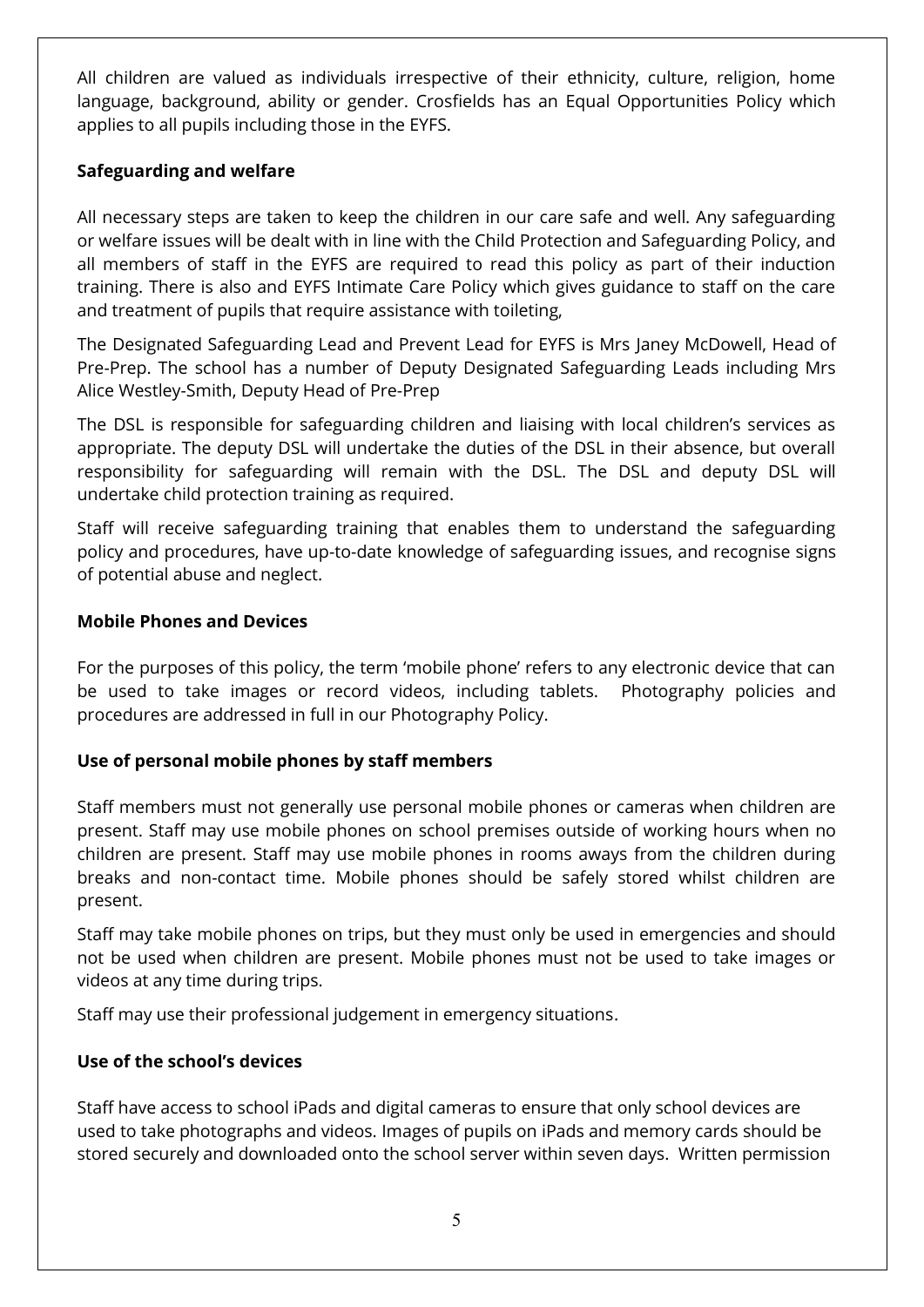All children are valued as individuals irrespective of their ethnicity, culture, religion, home language, background, ability or gender. Crosfields has an Equal Opportunities Policy which applies to all pupils including those in the EYFS.

**Safeguarding and welfare**

All necessary steps are taken to keep the children in our care safe and well. Any safeguarding or welfare issues will be dealt with in line with the Child Protection and Safeguarding Policy, and all members of staff in the EYFS are required to read this policy as part of their induction training. There is also and EYFS Intimate Care Policy which gives guidance to staff on the care and treatment of pupils that require assistance with toileting,

The Designated Safeguarding Lead and Prevent Lead for EYFS is Mrs Janey McDowell, Head of Pre-Prep. The school has a number of Deputy Designated Safeguarding Leads including Mrs Alice Westley-Smith, Deputy Head of Pre-Prep

The DSL is responsible for safeguarding children and liaising with local children's services as appropriate. The deputy DSL will undertake the duties of the DSL in their absence, but overall responsibility for safeguarding will remain with the DSL. The DSL and deputy DSL will undertake child protection training as required.

Staff will receive safeguarding training that enables them to understand the safeguarding policy and procedures, have up-to-date knowledge of safeguarding issues, and recognise signs of potential abuse and neglect.

**Mobile Phones and Devices**

For the purposes of this policy, the term 'mobile phone' refers to any electronic device that can be used to take images or record videos, including tablets. Photography policies and procedures are addressed in full in our Photography Policy.

**Use of personal mobile phones by staff members**

Staff members must not generally use personal mobile phones or cameras when children are present. Staff may use mobile phones on school premises outside of working hours when no children are present. Staff may use mobile phones in rooms aways from the children during breaks and non-contact time. Mobile phones should be safely stored whilst children are present.

Staff may take mobile phones on trips, but they must only be used in emergencies and should not be used when children are present. Mobile phones must not be used to take images or videos at any time during trips.

Staff may use their professional judgement in emergency situations.

**Use of the school's devices**

Staff have access to school iPads and digital cameras to ensure that only school devices are used to take photographs and videos. Images of pupils on iPads and memory cards should be stored securely and downloaded onto the school server within seven days. Written permission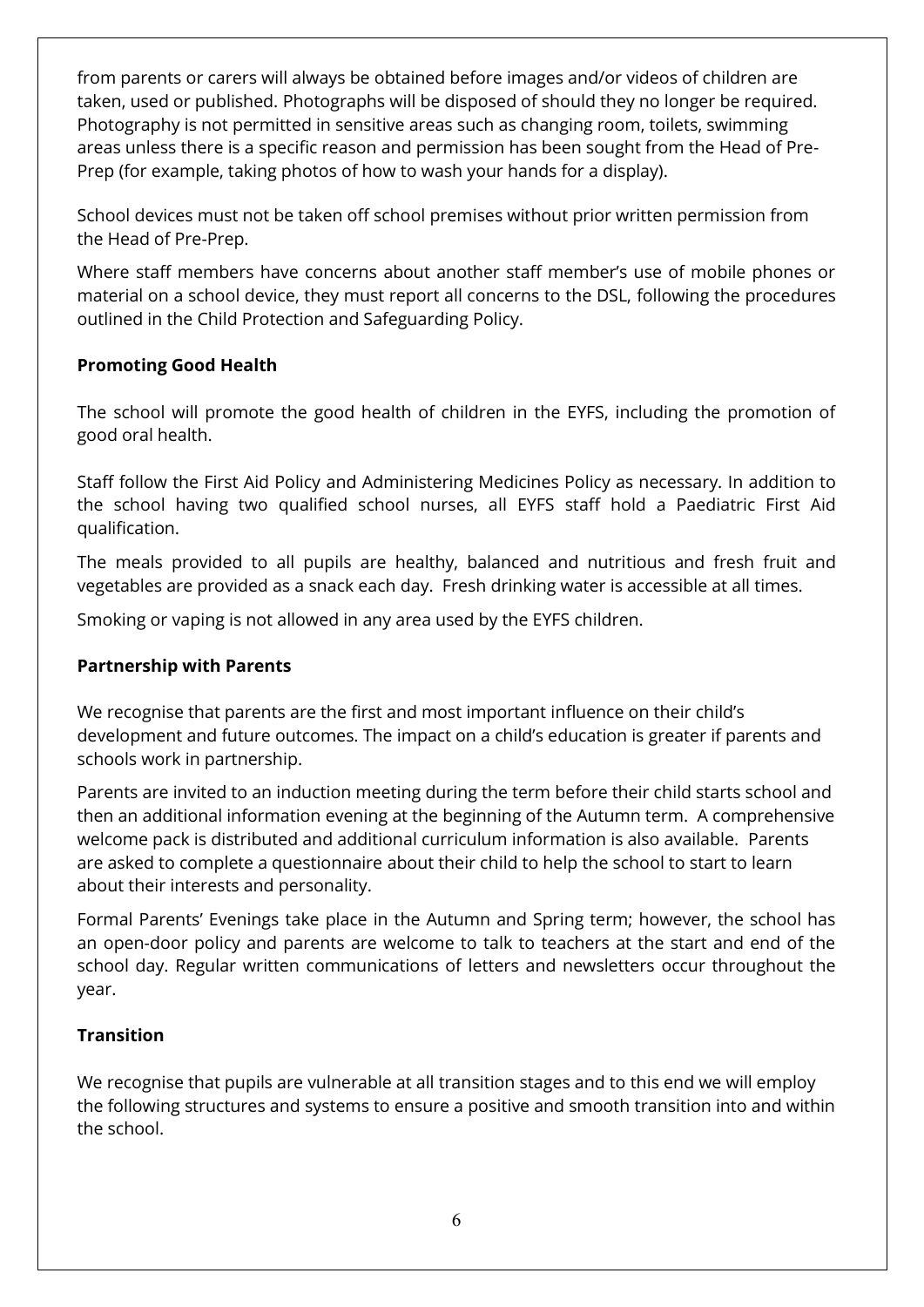from parents or carers will always be obtained before images and/or videos of children are taken, used or published. Photographs will be disposed of should they no longer be required. Photography is not permitted in sensitive areas such as changing room, toilets, swimming areas unless there is a specific reason and permission has been sought from the Head of Pre-Prep (for example, taking photos of how to wash your hands for a display).

School devices must not be taken off school premises without prior written permission from the Head of Pre-Prep.

Where staff members have concerns about another staff member's use of mobile phones or material on a school device, they must report all concerns to the DSL, following the procedures outlined in the Child Protection and Safeguarding Policy.

**Promoting Good Health**

The school will promote the good health of children in the EYFS, including the promotion of good oral health.

Staff follow the First Aid Policy and Administering Medicines Policy as necessary. In addition to the school having two qualified school nurses, all EYFS staff hold a Paediatric First Aid qualification.

The meals provided to all pupils are healthy, balanced and nutritious and fresh fruit and vegetables are provided as a snack each day. Fresh drinking water is accessible at all times.

Smoking or vaping is not allowed in any area used by the EYFS children.

**Partnership with Parents**

We recognise that parents are the first and most important influence on their child's development and future outcomes. The impact on a child's education is greater if parents and schools work in partnership.

Parents are invited to an induction meeting during the term before their child starts school and then an additional information evening at the beginning of the Autumn term. A comprehensive welcome pack is distributed and additional curriculum information is also available. Parents are asked to complete a questionnaire about their child to help the school to start to learn about their interests and personality.

Formal Parents' Evenings take place in the Autumn and Spring term; however, the school has an open-door policy and parents are welcome to talk to teachers at the start and end of the school day. Regular written communications of letters and newsletters occur throughout the year.

**Transition**

We recognise that pupils are vulnerable at all transition stages and to this end we will employ the following structures and systems to ensure a positive and smooth transition into and within the school.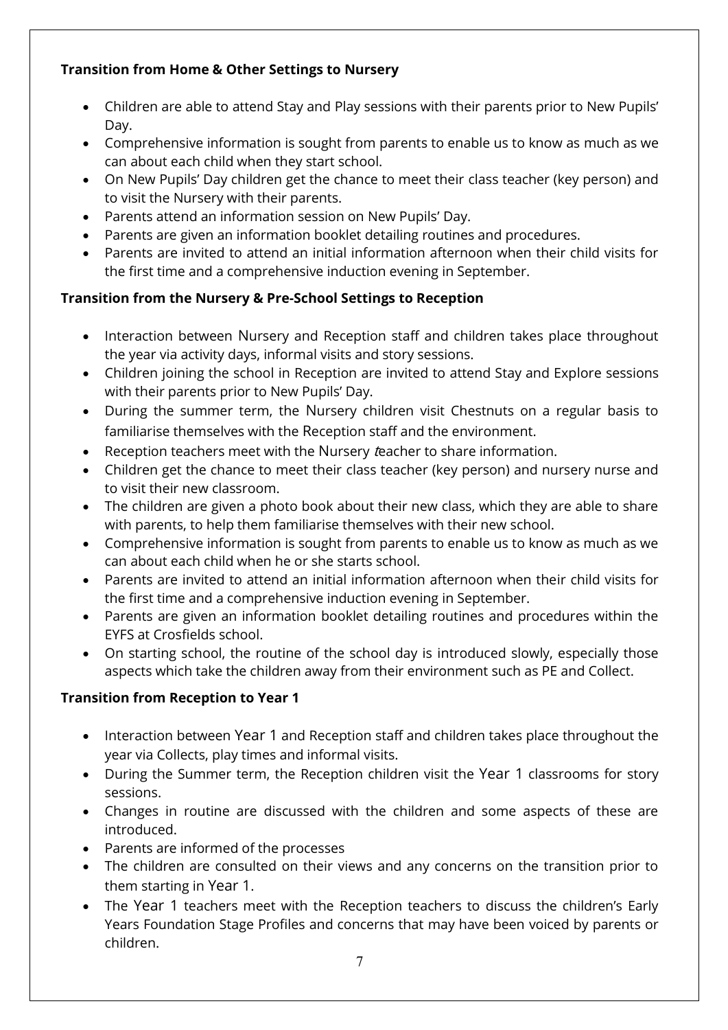**Transition from Home & Other Settings to Nursery**

- Children are able to attend Stay and Play sessions with their parents prior to New Pupils' Day.
- Comprehensive information is sought from parents to enable us to know as much as we can about each child when they start school.
- On New Pupils' Day children get the chance to meet their class teacher (key person) and to visit the Nursery with their parents.
- Parents attend an information session on New Pupils' Day.
- Parents are given an information booklet detailing routines and procedures.
- Parents are invited to attend an initial information afternoon when their child visits for the first time and a comprehensive induction evening in September.

**Transition from the Nursery & Pre-School Settings to Reception**

- Interaction between Nursery and Reception staff and children takes place throughout the year via activity days, informal visits and story sessions.
- Children joining the school in Reception are invited to attend Stay and Explore sessions with their parents prior to New Pupils' Day.
- During the summer term, the Nursery children visit Chestnuts on a regular basis to familiarise themselves with the Reception staff and the environment.
- Reception teachers meet with the Nursery *t*eacher to share information.
- Children get the chance to meet their class teacher (key person) and nursery nurse and to visit their new classroom.
- The children are given a photo book about their new class, which they are able to share with parents, to help them familiarise themselves with their new school.
- Comprehensive information is sought from parents to enable us to know as much as we can about each child when he or she starts school.
- Parents are invited to attend an initial information afternoon when their child visits for the first time and a comprehensive induction evening in September.
- Parents are given an information booklet detailing routines and procedures within the EYFS at Crosfields school.
- On starting school, the routine of the school day is introduced slowly, especially those aspects which take the children away from their environment such as PE and Collect.

**Transition from Reception to Year 1**

- Interaction between Year 1 and Reception staff and children takes place throughout the year via Collects, play times and informal visits.
- During the Summer term, the Reception children visit the Year 1 classrooms for story sessions.
- Changes in routine are discussed with the children and some aspects of these are introduced.
- Parents are informed of the processes
- The children are consulted on their views and any concerns on the transition prior to them starting in Year 1.
- The Year 1 teachers meet with the Reception teachers to discuss the children's Early Years Foundation Stage Profiles and concerns that may have been voiced by parents or children.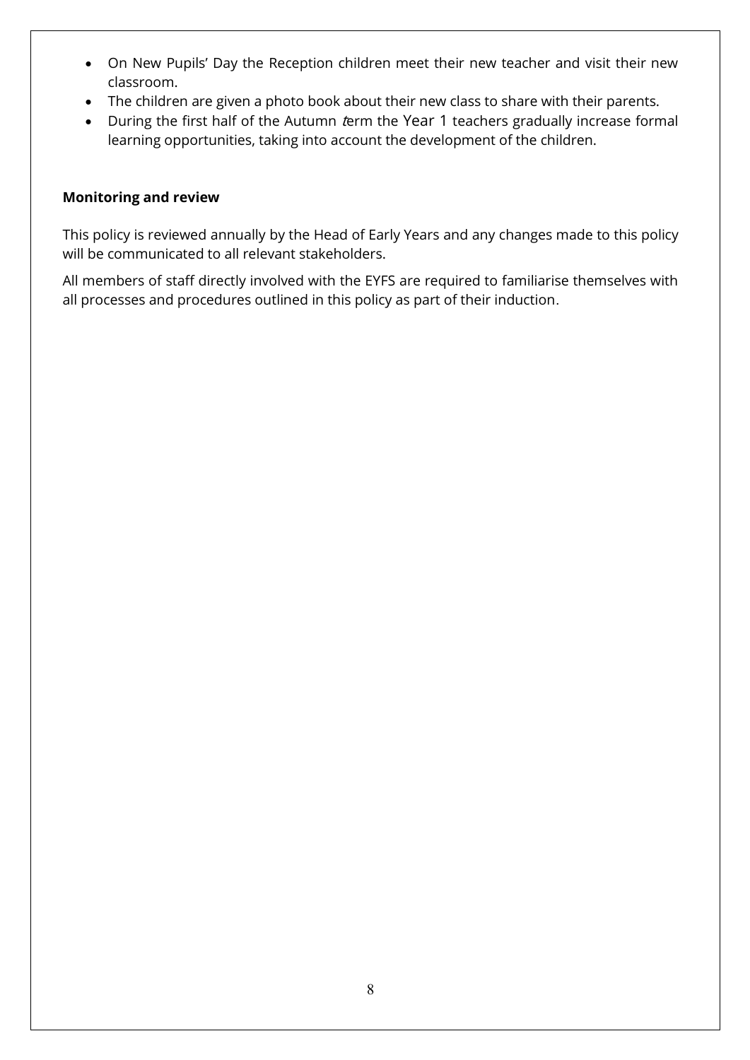- On New Pupils' Day the Reception children meet their new teacher and visit their new classroom.
- The children are given a photo book about their new class to share with their parents.
- During the first half of the Autumn term the Year 1 teachers gradually increase formal learning opportunities, taking into account the development of the children.

**Monitoring and review**

This policy is reviewed annually by the Head of Early Years and any changes made to this policy will be communicated to all relevant stakeholders.

All members of staff directly involved with the EYFS are required to familiarise themselves with all processes and procedures outlined in this policy as part of their induction.